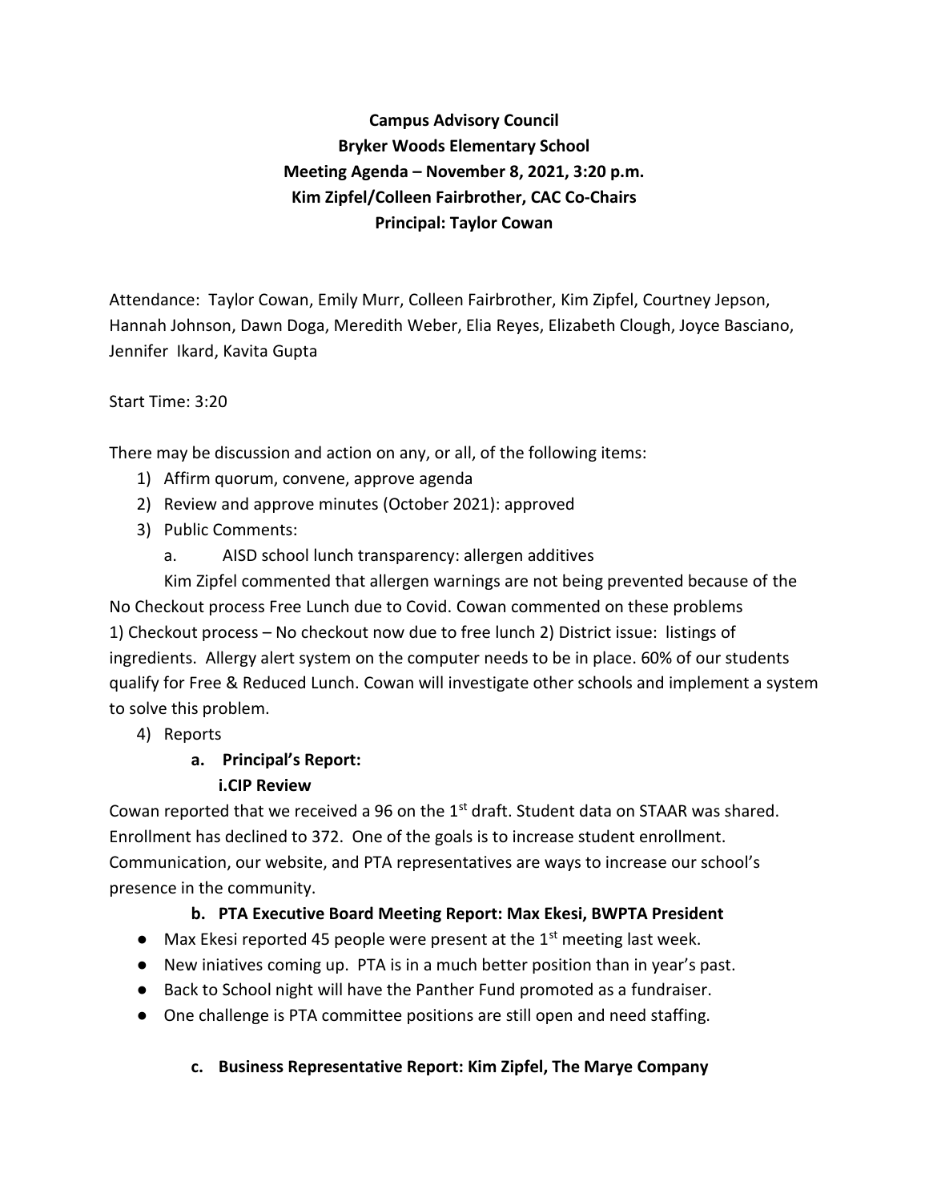**Campus Advisory Council**
**Bryker Woods Elementary School**
**Meeting Agenda – November 8, 2021, 3:20 p.m.**
**Kim Zipfel/Colleen Fairbrother, CAC Co-Chairs**
**Principal: Taylor Cowan**

Attendance: Taylor Cowan, Emily Murr, Colleen Fairbrother, Kim Zipfel, Courtney Jepson, Hannah Johnson, Dawn Doga, Meredith Weber, Elia Reyes, Elizabeth Clough, Joyce Basciano, Jennifer Ikard, Kavita Gupta

Start Time: 3:20

There may be discussion and action on any, or all, of the following items:

1) Affirm quorum, convene, approve agenda
2) Review and approve minutes (October 2021): approved
3) Public Comments:
   a. AISD school lunch transparency: allergen additives

Kim Zipfel commented that allergen warnings are not being prevented because of the No Checkout process Free Lunch due to Covid. Cowan commented on these problems 1) Checkout process – No checkout now due to free lunch 2) District issue: listings of ingredients. Allergy alert system on the computer needs to be in place. 60% of our students qualify for Free & Reduced Lunch. Cowan will investigate other schools and implement a system to solve this problem.

4) Reports
   a. **Principal's Report:**
      **i.CIP Review**

Cowan reported that we received a 96 on the 1st draft. Student data on STAAR was shared. Enrollment has declined to 372. One of the goals is to increase student enrollment. Communication, our website, and PTA representatives are ways to increase our school's presence in the community.

   b. **PTA Executive Board Meeting Report: Max Ekesi, BWPTA President**

- Max Ekesi reported 45 people were present at the 1st meeting last week.
- New iniatives coming up. PTA is in a much better position than in year's past.
- Back to School night will have the Panther Fund promoted as a fundraiser.
- One challenge is PTA committee positions are still open and need staffing.

   c. **Business Representative Report: Kim Zipfel, The Marye Company**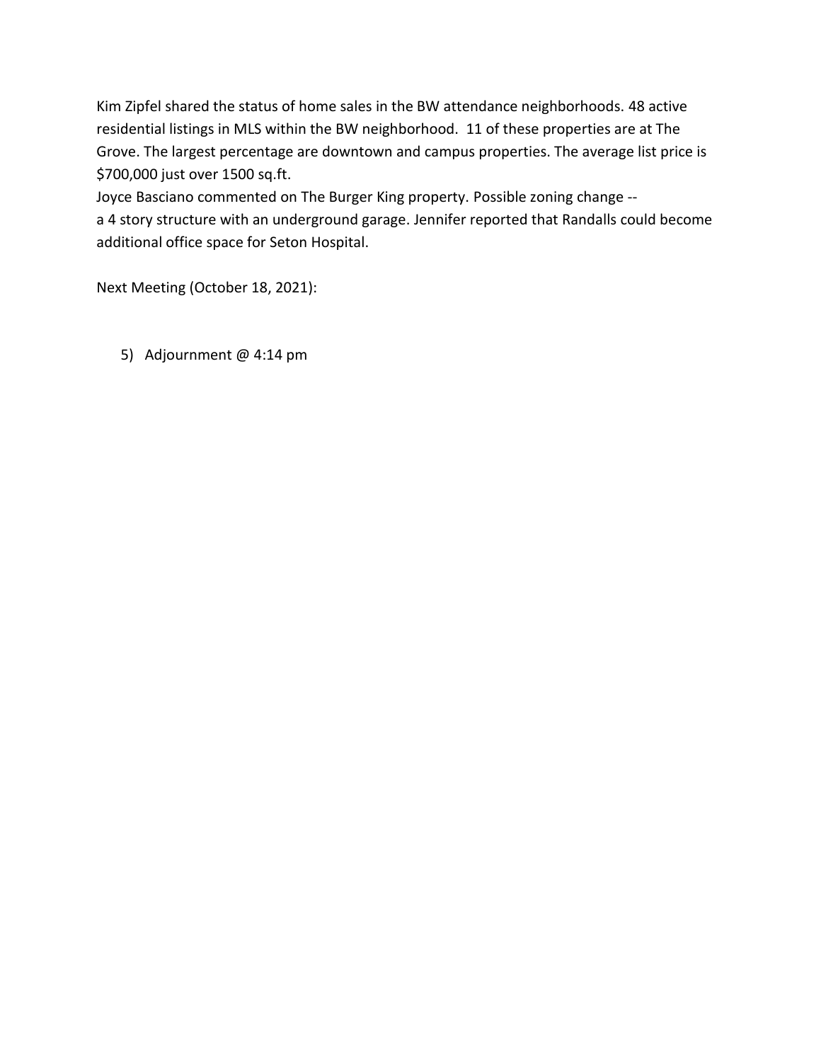Kim Zipfel shared the status of home sales in the BW attendance neighborhoods. 48 active residential listings in MLS within the BW neighborhood. 11 of these properties are at The Grove. The largest percentage are downtown and campus properties. The average list price is $700,000 just over 1500 sq.ft.
Joyce Basciano commented on The Burger King property. Possible zoning change --
a 4 story structure with an underground garage. Jennifer reported that Randalls could become additional office space for Seton Hospital.

Next Meeting (October 18, 2021):

5) Adjournment @ 4:14 pm